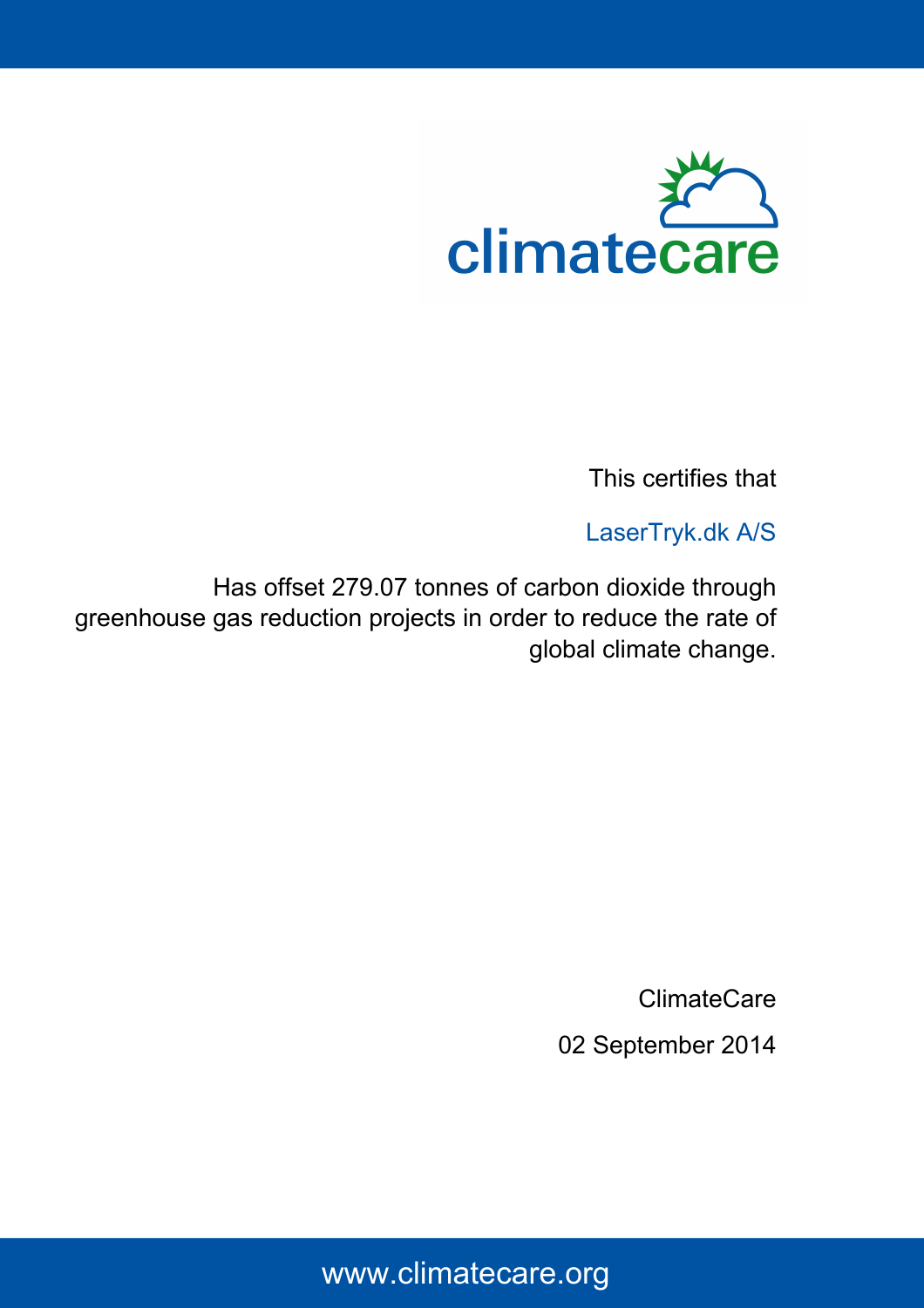climatecare

This certifies that

LaserTryk.dk A/S

Has offset 279.07 tonnes of carbon dioxide through greenhouse gas reduction projects in order to reduce the rate of global climate change.

ClimateCare

02 September 2014

www.climatecare.org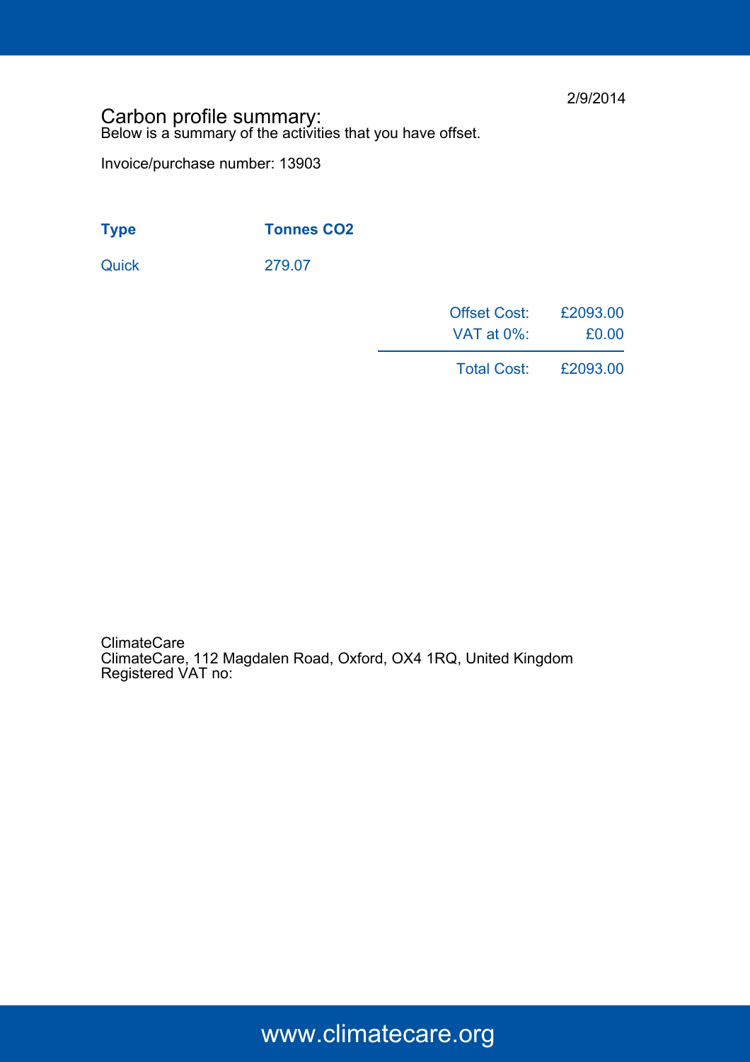2/9/2014

# Carbon profile summary:

Below is a summary of the activities that you have offset.

Invoice/purchase number: 13903

| Type | Tonnes $CO_2$ |
| --- | --- |
| Quick | 279.07 |

| | |
| --- | --- |
| Offset Cost: | £2093.00 |
| VAT at 0%: | £0.00 |
| Total Cost: | £2093.00 |

ClimateCare
ClimateCare, 112 Magdalen Road, Oxford, OX4 1RQ, United Kingdom
Registered VAT no:

www.climatecare.org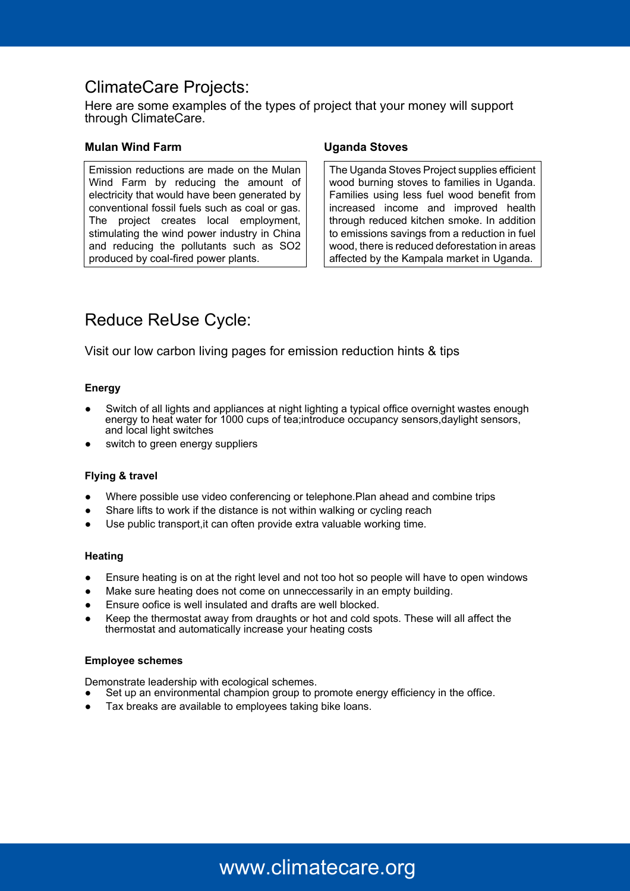## ClimateCare Projects:

Here are some examples of the types of project that your money will support through ClimateCare.

**Mulan Wind Farm**

Emission reductions are made on the Mulan Wind Farm by reducing the amount of electricity that would have been generated by conventional fossil fuels such as coal or gas. The project creates local employment, stimulating the wind power industry in China and reducing the pollutants such as SO2 produced by coal-fired power plants.

**Uganda Stoves**

The Uganda Stoves Project supplies efficient wood burning stoves to families in Uganda. Families using less fuel wood benefit from increased income and improved health through reduced kitchen smoke. In addition to emissions savings from a reduction in fuel wood, there is reduced deforestation in areas affected by the Kampala market in Uganda.

## Reduce ReUse Cycle:

Visit our low carbon living pages for emission reduction hints & tips

**Energy**

- Switch of all lights and appliances at night lighting a typical office overnight wastes enough energy to heat water for 1000 cups of tea;introduce occupancy sensors,daylight sensors, and local light switches
- switch to green energy suppliers

**Flying & travel**

- Where possible use video conferencing or telephone.Plan ahead and combine trips
- Share lifts to work if the distance is not within walking or cycling reach
- Use public transport,it can often provide extra valuable working time.

**Heating**

- Ensure heating is on at the right level and not too hot so people will have to open windows
- Make sure heating does not come on unneccessarily in an empty building.
- Ensure ooffice is well insulated and drafts are well blocked.
- Keep the thermostat away from draughts or hot and cold spots. These will all affect the thermostat and automatically increase your heating costs

**Employee schemes**

Demonstrate leadership with ecological schemes.

- Set up an environmental champion group to promote energy efficiency in the office.
- Tax breaks are available to employees taking bike loans.

www.climatecare.org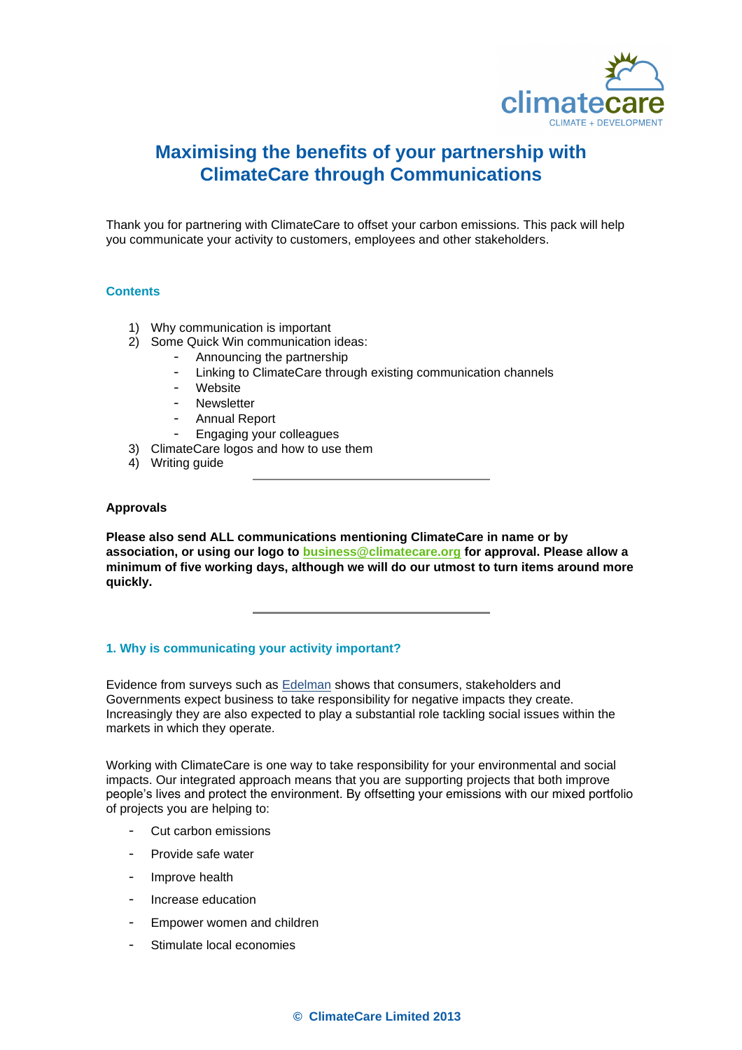# Maximising the benefits of your partnership with ClimateCare through Communications

Thank you for partnering with ClimateCare to offset your carbon emissions. This pack will help you communicate your activity to customers, employees and other stakeholders.

### Contents

1) Why communication is important
2) Some Quick Win communication ideas:
   - Announcing the partnership
   - Linking to ClimateCare through existing communication channels
   - Website
   - Newsletter
   - Annual Report
   - Engaging your colleagues
3) ClimateCare logos and how to use them
4) Writing guide

---

**Approvals**

**Please also send ALL communications mentioning ClimateCare in name or by association, or using our logo to business@climatecare.org for approval. Please allow a minimum of five working days, although we will do our utmost to turn items around more quickly.**

---

### 1. Why is communicating your activity important?

Evidence from surveys such as Edelman shows that consumers, stakeholders and Governments expect business to take responsibility for negative impacts they create. Increasingly they are also expected to play a substantial role tackling social issues within the markets in which they operate.

Working with ClimateCare is one way to take responsibility for your environmental and social impacts. Our integrated approach means that you are supporting projects that both improve people's lives and protect the environment. By offsetting your emissions with our mixed portfolio of projects you are helping to:

- Cut carbon emissions
- Provide safe water
- Improve health
- Increase education
- Empower women and children
- Stimulate local economies

© ClimateCare Limited 2013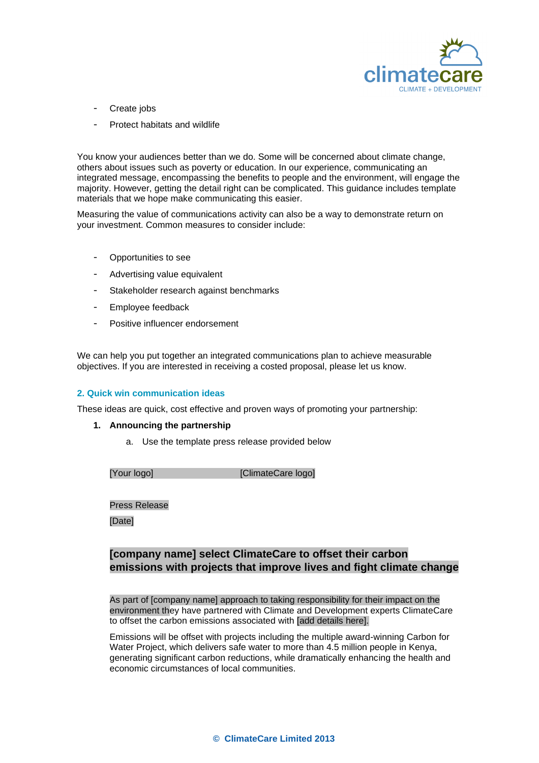- Create jobs
- Protect habitats and wildlife

You know your audiences better than we do. Some will be concerned about climate change, others about issues such as poverty or education. In our experience, communicating an integrated message, encompassing the benefits to people and the environment, will engage the majority. However, getting the detail right can be complicated. This guidance includes template materials that we hope make communicating this easier.

Measuring the value of communications activity can also be a way to demonstrate return on your investment. Common measures to consider include:

- Opportunities to see
- Advertising value equivalent
- Stakeholder research against benchmarks
- Employee feedback
- Positive influencer endorsement

We can help you put together an integrated communications plan to achieve measurable objectives. If you are interested in receiving a costed proposal, please let us know.

## 2. Quick win communication ideas

These ideas are quick, cost effective and proven ways of promoting your partnership:

1. **Announcing the partnership**
    a. Use the template press release provided below

[Your logo]                                  [ClimateCare logo]

Press Release

[Date]

**[company name] select ClimateCare to offset their carbon emissions with projects that improve lives and fight climate change**

As part of [company name] approach to taking responsibility for their impact on the environment they have partnered with Climate and Development experts ClimateCare to offset the carbon emissions associated with [add details here].

Emissions will be offset with projects including the multiple award-winning Carbon for Water Project, which delivers safe water to more than 4.5 million people in Kenya, generating significant carbon reductions, while dramatically enhancing the health and economic circumstances of local communities.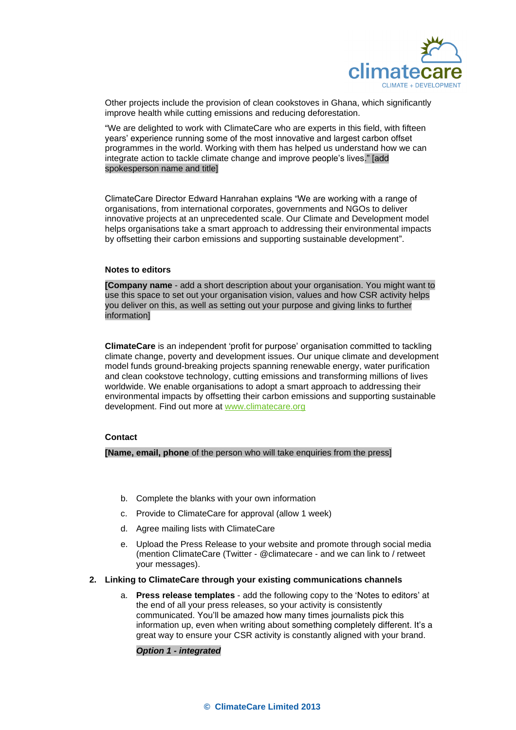Other projects include the provision of clean cookstoves in Ghana, which significantly improve health while cutting emissions and reducing deforestation.

"We are delighted to work with ClimateCare who are experts in this field, with fifteen years' experience running some of the most innovative and largest carbon offset programmes in the world. Working with them has helped us understand how we can integrate action to tackle climate change and improve people's lives." [add spokesperson name and title]

ClimateCare Director Edward Hanrahan explains "We are working with a range of organisations, from international corporates, governments and NGOs to deliver innovative projects at an unprecedented scale. Our Climate and Development model helps organisations take a smart approach to addressing their environmental impacts by offsetting their carbon emissions and supporting sustainable development".

**Notes to editors**

**[Company name** - add a short description about your organisation. You might want to use this space to set out your organisation vision, values and how CSR activity helps you deliver on this, as well as setting out your purpose and giving links to further information]

**ClimateCare** is an independent 'profit for purpose' organisation committed to tackling climate change, poverty and development issues. Our unique climate and development model funds ground-breaking projects spanning renewable energy, water purification and clean cookstove technology, cutting emissions and transforming millions of lives worldwide. We enable organisations to adopt a smart approach to addressing their environmental impacts by offsetting their carbon emissions and supporting sustainable development. Find out more at www.climatecare.org

**Contact**

**[Name, email, phone** of the person who will take enquiries from the press]

b. Complete the blanks with your own information
c. Provide to ClimateCare for approval (allow 1 week)
d. Agree mailing lists with ClimateCare
e. Upload the Press Release to your website and promote through social media (mention ClimateCare (Twitter - @climatecare - and we can link to / retweet your messages).

2. **Linking to ClimateCare through your existing communications channels**

   a. **Press release templates** - add the following copy to the 'Notes to editors' at the end of all your press releases, so your activity is consistently communicated. You'll be amazed how many times journalists pick this information up, even when writing about something completely different. It's a great way to ensure your CSR activity is constantly aligned with your brand.

   ***Option 1 - integrated***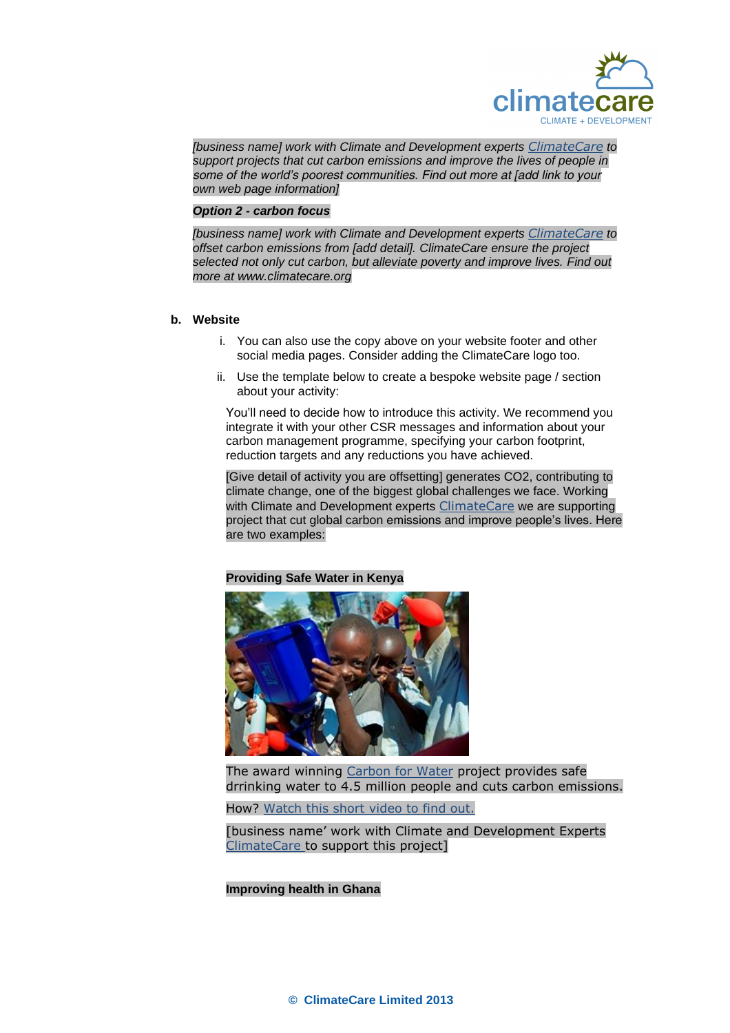*[business name] work with Climate and Development experts ClimateCare to support projects that cut carbon emissions and improve the lives of people in some of the world's poorest communities. Find out more at [add link to your own web page information]*

***Option 2 - carbon focus***

*[business name] work with Climate and Development experts ClimateCare to offset carbon emissions from [add detail]. ClimateCare ensure the project selected not only cut carbon, but alleviate poverty and improve lives. Find out more at www.climatecare.org*

**b. Website**

i. You can also use the copy above on your website footer and other social media pages. Consider adding the ClimateCare logo too.

ii. Use the template below to create a bespoke website page / section about your activity:

You'll need to decide how to introduce this activity. We recommend you integrate it with your other CSR messages and information about your carbon management programme, specifying your carbon footprint, reduction targets and any reductions you have achieved.

[Give detail of activity you are offsetting] generates CO2, contributing to climate change, one of the biggest global challenges we face. Working with Climate and Development experts ClimateCare we are supporting project that cut global carbon emissions and improve people's lives. Here are two examples:

**Providing Safe Water in Kenya**

The award winning Carbon for Water project provides safe drrinking water to 4.5 million people and cuts carbon emissions.

How? Watch this short video to find out.

[business name' work with Climate and Development Experts ClimateCare to support this project]

**Improving health in Ghana**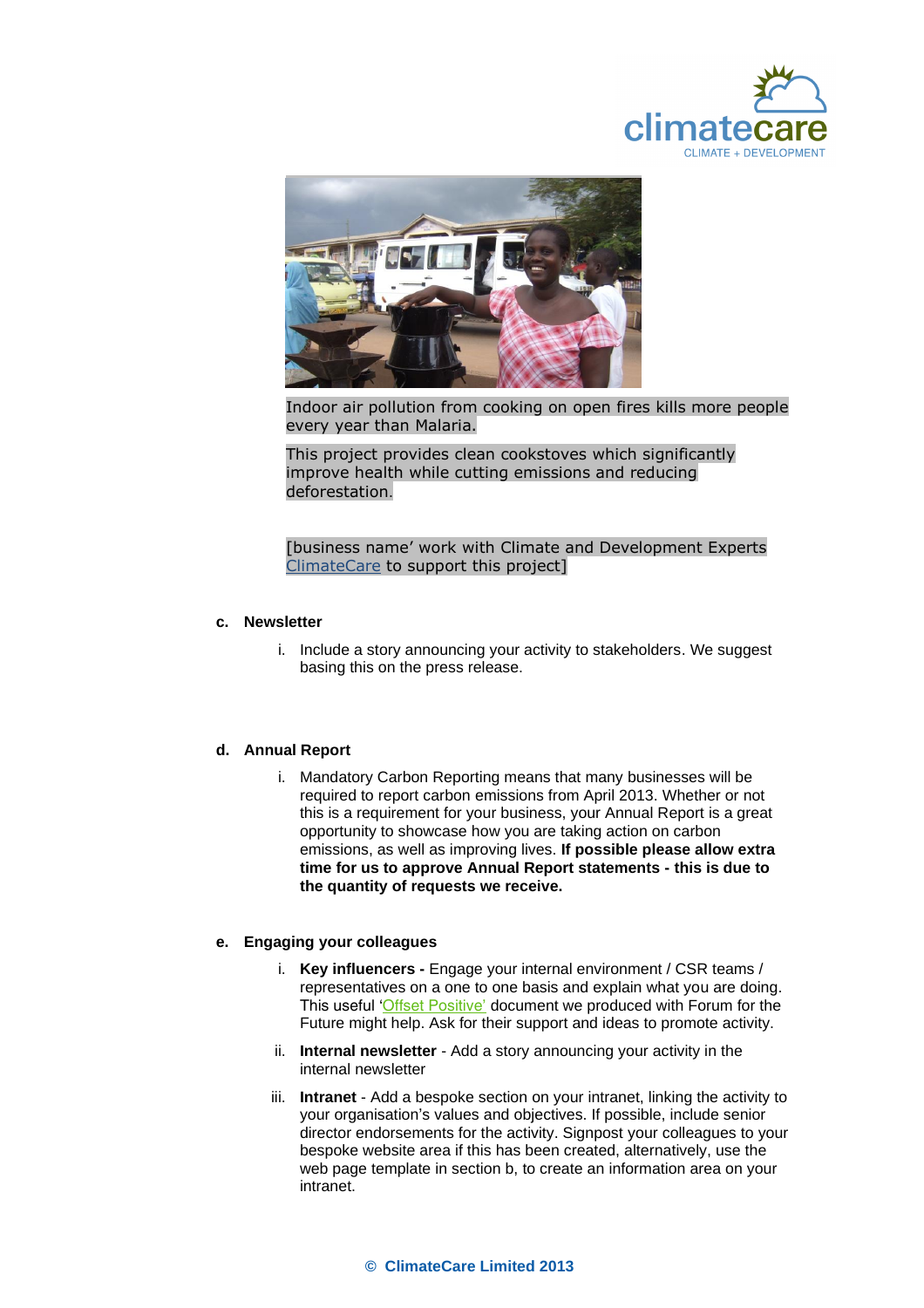Indoor air pollution from cooking on open fires kills more people every year than Malaria.

This project provides clean cookstoves which significantly improve health while cutting emissions and reducing deforestation.

[business name' work with Climate and Development Experts ClimateCare to support this project]

**c. Newsletter**

i. Include a story announcing your activity to stakeholders. We suggest basing this on the press release.

**d. Annual Report**

i. Mandatory Carbon Reporting means that many businesses will be required to report carbon emissions from April 2013. Whether or not this is a requirement for your business, your Annual Report is a great opportunity to showcase how you are taking action on carbon emissions, as well as improving lives. **If possible please allow extra time for us to approve Annual Report statements - this is due to the quantity of requests we receive.**

**e. Engaging your colleagues**

i. **Key influencers -** Engage your internal environment / CSR teams / representatives on a one to one basis and explain what you are doing. This useful 'Offset Positive' document we produced with Forum for the Future might help. Ask for their support and ideas to promote activity.

ii. **Internal newsletter** - Add a story announcing your activity in the internal newsletter

iii. **Intranet** - Add a bespoke section on your intranet, linking the activity to your organisation's values and objectives. If possible, include senior director endorsements for the activity. Signpost your colleagues to your bespoke website area if this has been created, alternatively, use the web page template in section b, to create an information area on your intranet.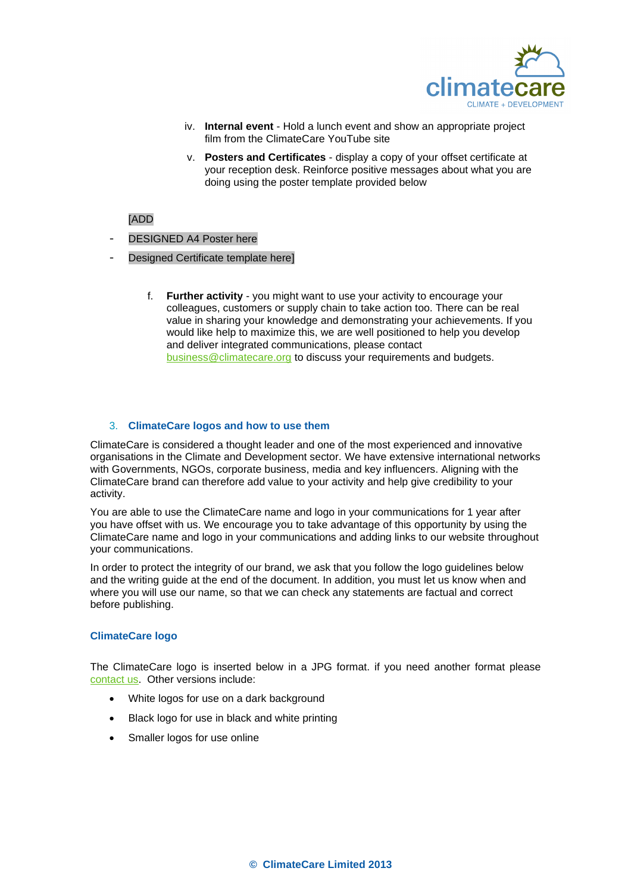iv. **Internal event** - Hold a lunch event and show an appropriate project film from the ClimateCare YouTube site

v. **Posters and Certificates** - display a copy of your offset certificate at your reception desk. Reinforce positive messages about what you are doing using the poster template provided below

[ADD
- DESIGNED A4 Poster here
- Designed Certificate template here]

f. **Further activity** - you might want to use your activity to encourage your colleagues, customers or supply chain to take action too. There can be real value in sharing your knowledge and demonstrating your achievements. If you would like help to maximize this, we are well positioned to help you develop and deliver integrated communications, please contact business@climatecare.org to discuss your requirements and budgets.

## 3. ClimateCare logos and how to use them

ClimateCare is considered a thought leader and one of the most experienced and innovative organisations in the Climate and Development sector. We have extensive international networks with Governments, NGOs, corporate business, media and key influencers. Aligning with the ClimateCare brand can therefore add value to your activity and help give credibility to your activity.

You are able to use the ClimateCare name and logo in your communications for 1 year after you have offset with us. We encourage you to take advantage of this opportunity by using the ClimateCare name and logo in your communications and adding links to our website throughout your communications.

In order to protect the integrity of our brand, we ask that you follow the logo guidelines below and the writing guide at the end of the document. In addition, you must let us know when and where you will use our name, so that we can check any statements are factual and correct before publishing.

### ClimateCare logo

The ClimateCare logo is inserted below in a JPG format. if you need another format please contact us. Other versions include:

- White logos for use on a dark background
- Black logo for use in black and white printing
- Smaller logos for use online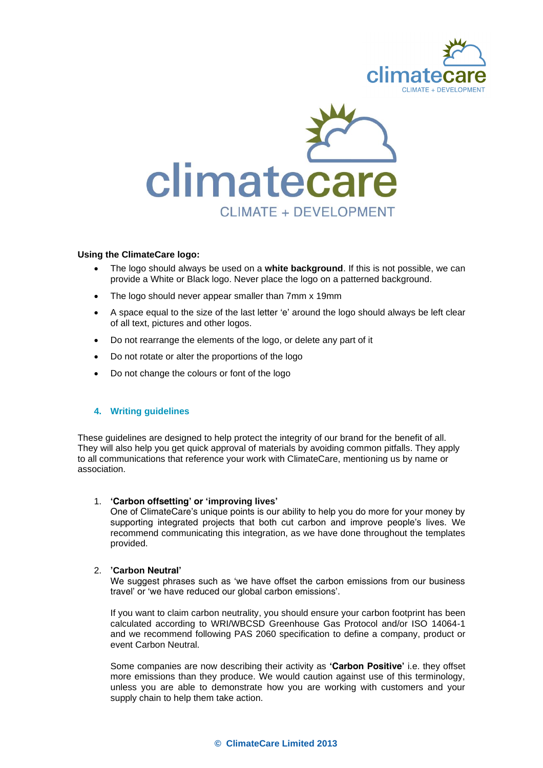**Using the ClimateCare logo:**

- The logo should always be used on a **white background**. If this is not possible, we can provide a White or Black logo. Never place the logo on a patterned background.
- The logo should never appear smaller than 7mm x 19mm
- A space equal to the size of the last letter ‘e’ around the logo should always be left clear of all text, pictures and other logos.
- Do not rearrange the elements of the logo, or delete any part of it
- Do not rotate or alter the proportions of the logo
- Do not change the colours or font of the logo

## 4. Writing guidelines

These guidelines are designed to help protect the integrity of our brand for the benefit of all. They will also help you get quick approval of materials by avoiding common pitfalls. They apply to all communications that reference your work with ClimateCare, mentioning us by name or association.

1. **‘Carbon offsetting’ or ‘improving lives’**
   One of ClimateCare’s unique points is our ability to help you do more for your money by supporting integrated projects that both cut carbon and improve people’s lives. We recommend communicating this integration, as we have done throughout the templates provided.

2. **’Carbon Neutral’**
   We suggest phrases such as ‘we have offset the carbon emissions from our business travel’ or ‘we have reduced our global carbon emissions’.

   If you want to claim carbon neutrality, you should ensure your carbon footprint has been calculated according to WRI/WBCSD Greenhouse Gas Protocol and/or ISO 14064-1 and we recommend following PAS 2060 specification to define a company, product or event Carbon Neutral.

   Some companies are now describing their activity as **‘Carbon Positive’** i.e. they offset more emissions than they produce. We would caution against use of this terminology, unless you are able to demonstrate how you are working with customers and your supply chain to help them take action.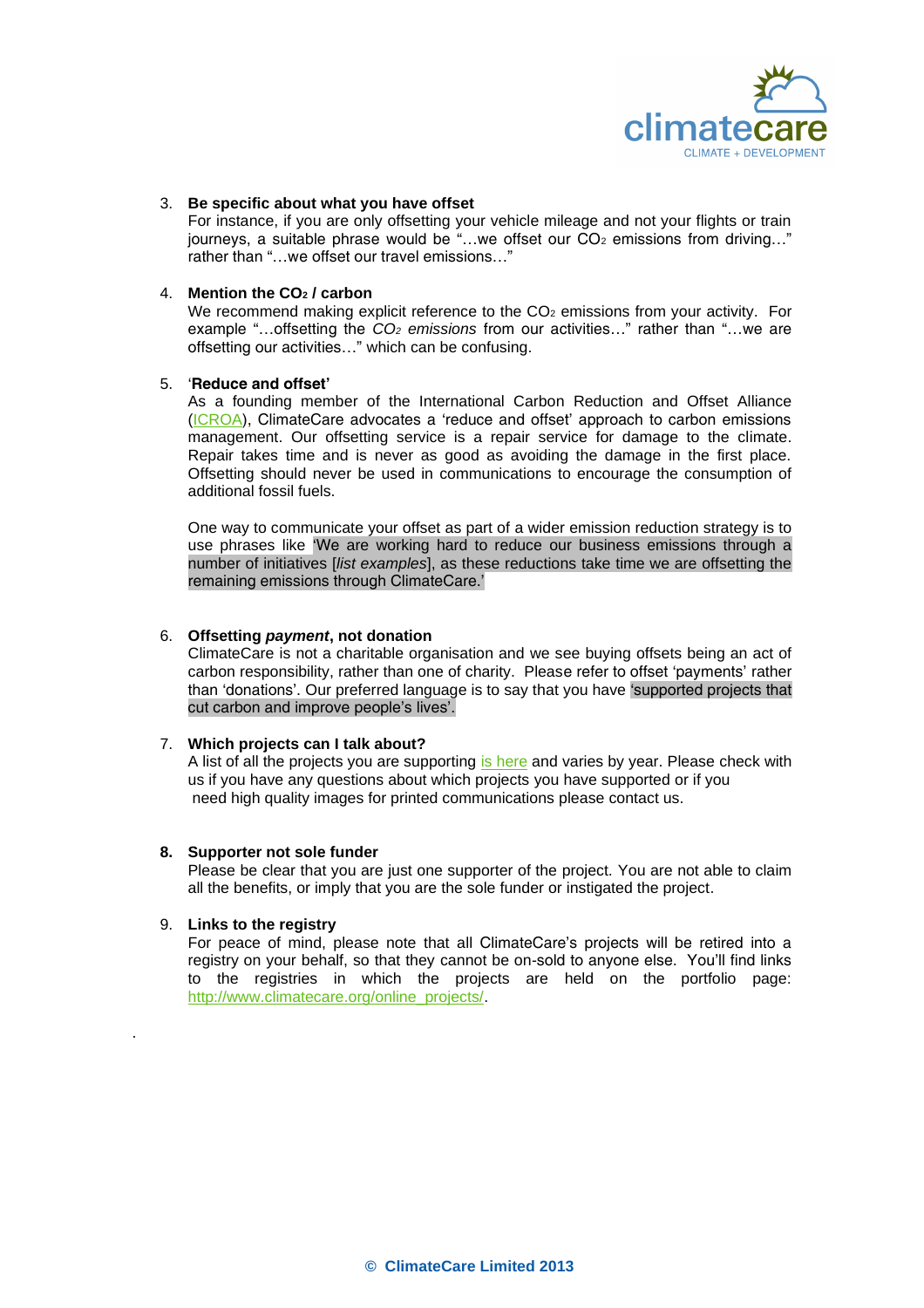3. **Be specific about what you have offset**
   For instance, if you are only offsetting your vehicle mileage and not your flights or train journeys, a suitable phrase would be "…we offset our $CO_2$ emissions from driving…" rather than "…we offset our travel emissions…"

4. **Mention the $CO_2$ / carbon**
   We recommend making explicit reference to the $CO_2$ emissions from your activity. For example "…offsetting the *$CO_2$ emissions* from our activities…" rather than "…we are offsetting our activities…" which can be confusing.

5. '**Reduce and offset'**
   As a founding member of the International Carbon Reduction and Offset Alliance (ICROA), ClimateCare advocates a 'reduce and offset' approach to carbon emissions management. Our offsetting service is a repair service for damage to the climate. Repair takes time and is never as good as avoiding the damage in the first place. Offsetting should never be used in communications to encourage the consumption of additional fossil fuels.

   One way to communicate your offset as part of a wider emission reduction strategy is to use phrases like 'We are working hard to reduce our business emissions through a number of initiatives [*list examples*], as these reductions take time we are offsetting the remaining emissions through ClimateCare.'

6. **Offsetting *payment*, not donation**
   ClimateCare is not a charitable organisation and we see buying offsets being an act of carbon responsibility, rather than one of charity. Please refer to offset 'payments' rather than 'donations'. Our preferred language is to say that you have 'supported projects that cut carbon and improve people's lives'.

7. **Which projects can I talk about?**
   A list of all the projects you are supporting is here and varies by year. Please check with us if you have any questions about which projects you have supported or if you need high quality images for printed communications please contact us.

8. **Supporter not sole funder**
   Please be clear that you are just one supporter of the project. You are not able to claim all the benefits, or imply that you are the sole funder or instigated the project.

9. **Links to the registry**
   For peace of mind, please note that all ClimateCare's projects will be retired into a registry on your behalf, so that they cannot be on-sold to anyone else. You'll find links to the registries in which the projects are held on the portfolio page: http://www.climatecare.org/online_projects/.

**© ClimateCare Limited 2013**